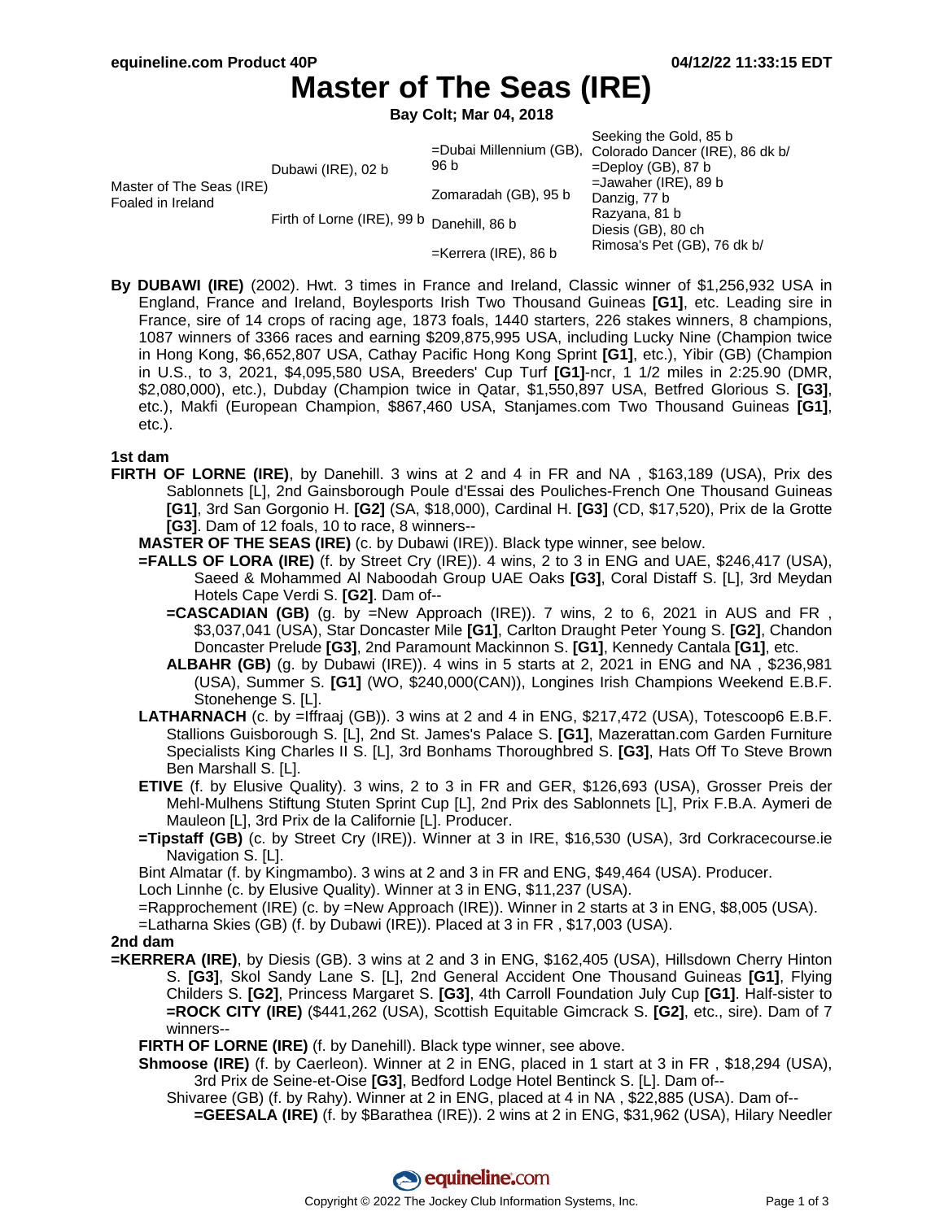# Master of The Seas (IRE)

**Bay Colt; Mar 04, 2018**

| | | | |
|---|---|---|---|
| Master of The Seas (IRE) Foaled in Ireland | Dubawi (IRE), 02 b | =Dubai Millennium (GB), 96 b | Seeking the Gold, 85 b |
| | | | Colorado Dancer (IRE), 86 dk b/ |
| | | Zomaradah (GB), 95 b | =Deploy (GB), 87 b |
| | | | =Jawaher (IRE), 89 b |
| | Firth of Lorne (IRE), 99 b | Danehill, 86 b | Danzig, 77 b |
| | | | Razyana, 81 b |
| | | =Kerrera (IRE), 86 b | Diesis (GB), 80 ch |
| | | | Rimosa's Pet (GB), 76 dk b/ |

**By DUBAWI (IRE)** (2002). Hwt. 3 times in France and Ireland, Classic winner of $1,256,932 USA in England, France and Ireland, Boylesports Irish Two Thousand Guineas **[G1]**, etc. Leading sire in France, sire of 14 crops of racing age, 1873 foals, 1440 starters, 226 stakes winners, 8 champions, 1087 winners of 3366 races and earning $209,875,995 USA, including Lucky Nine (Champion twice in Hong Kong, $6,652,807 USA, Cathay Pacific Hong Kong Sprint **[G1]**, etc.), Yibir (GB) (Champion in U.S., to 3, 2021, $4,095,580 USA, Breeders' Cup Turf **[G1]**-ncr, 1 1/2 miles in 2:25.90 (DMR, $2,080,000), etc.), Dubday (Champion twice in Qatar, $1,550,897 USA, Betfred Glorious S. **[G3]**, etc.), Makfi (European Champion, $867,460 USA, Stanjames.com Two Thousand Guineas **[G1]**, etc.).

**1st dam**

**FIRTH OF LORNE (IRE)**, by Danehill. 3 wins at 2 and 4 in FR and NA , $163,189 (USA), Prix des Sablonnets [L], 2nd Gainsborough Poule d'Essai des Pouliches-French One Thousand Guineas **[G1]**, 3rd San Gorgonio H. **[G2]** (SA, $18,000), Cardinal H. **[G3]** (CD, $17,520), Prix de la Grotte **[G3]**. Dam of 12 foals, 10 to race, 8 winners--

- **MASTER OF THE SEAS (IRE)** (c. by Dubawi (IRE)). Black type winner, see below.
- **=FALLS OF LORA (IRE)** (f. by Street Cry (IRE)). 4 wins, 2 to 3 in ENG and UAE, $246,417 (USA), Saeed & Mohammed Al Naboodah Group UAE Oaks **[G3]**, Coral Distaff S. [L], 3rd Meydan Hotels Cape Verdi S. **[G2]**. Dam of--
  - **=CASCADIAN (GB)** (g. by =New Approach (IRE)). 7 wins, 2 to 6, 2021 in AUS and FR , $3,037,041 (USA), Star Doncaster Mile **[G1]**, Carlton Draught Peter Young S. **[G2]**, Chandon Doncaster Prelude **[G3]**, 2nd Paramount Mackinnon S. **[G1]**, Kennedy Cantala **[G1]**, etc.
  - **ALBAHR (GB)** (g. by Dubawi (IRE)). 4 wins in 5 starts at 2, 2021 in ENG and NA , $236,981 (USA), Summer S. **[G1]** (WO, $240,000(CAN)), Longines Irish Champions Weekend E.B.F. Stonehenge S. [L].
- **LATHARNACH** (c. by =Iffraaj (GB)). 3 wins at 2 and 4 in ENG, $217,472 (USA), Totescoop6 E.B.F. Stallions Guisborough S. [L], 2nd St. James's Palace S. **[G1]**, Mazerattan.com Garden Furniture Specialists King Charles II S. [L], 3rd Bonhams Thoroughbred S. **[G3]**, Hats Off To Steve Brown Ben Marshall S. [L].
- **ETIVE** (f. by Elusive Quality). 3 wins, 2 to 3 in FR and GER, $126,693 (USA), Grosser Preis der Mehl-Mulhens Stiftung Stuten Sprint Cup [L], 2nd Prix des Sablonnets [L], Prix F.B.A. Aymeri de Mauleon [L], 3rd Prix de la Californie [L]. Producer.
- **=Tipstaff (GB)** (c. by Street Cry (IRE)). Winner at 3 in IRE, $16,530 (USA), 3rd Corkracecourse.ie Navigation S. [L].
- Bint Almatar (f. by Kingmambo). 3 wins at 2 and 3 in FR and ENG, $49,464 (USA). Producer.
- Loch Linnhe (c. by Elusive Quality). Winner at 3 in ENG, $11,237 (USA).
- =Rapprochement (IRE) (c. by =New Approach (IRE)). Winner in 2 starts at 3 in ENG, $8,005 (USA).
- =Latharna Skies (GB) (f. by Dubawi (IRE)). Placed at 3 in FR , $17,003 (USA).

**2nd dam**

**=KERRERA (IRE)**, by Diesis (GB). 3 wins at 2 and 3 in ENG, $162,405 (USA), Hillsdown Cherry Hinton S. **[G3]**, Skol Sandy Lane S. [L], 2nd General Accident One Thousand Guineas **[G1]**, Flying Childers S. **[G2]**, Princess Margaret S. **[G3]**, 4th Carroll Foundation July Cup **[G1]**. Half-sister to **=ROCK CITY (IRE)** ($441,262 (USA), Scottish Equitable Gimcrack S. **[G2]**, etc., sire). Dam of 7 winners--

- **FIRTH OF LORNE (IRE)** (f. by Danehill). Black type winner, see above.
- **Shmoose (IRE)** (f. by Caerleon). Winner at 2 in ENG, placed in 1 start at 3 in FR , $18,294 (USA), 3rd Prix de Seine-et-Oise **[G3]**, Bedford Lodge Hotel Bentinck S. [L]. Dam of--
  - Shivaree (GB) (f. by Rahy). Winner at 2 in ENG, placed at 4 in NA , $22,885 (USA). Dam of--
    - **=GEESALA (IRE)** (f. by $Barathea (IRE)). 2 wins at 2 in ENG, $31,962 (USA), Hilary Needler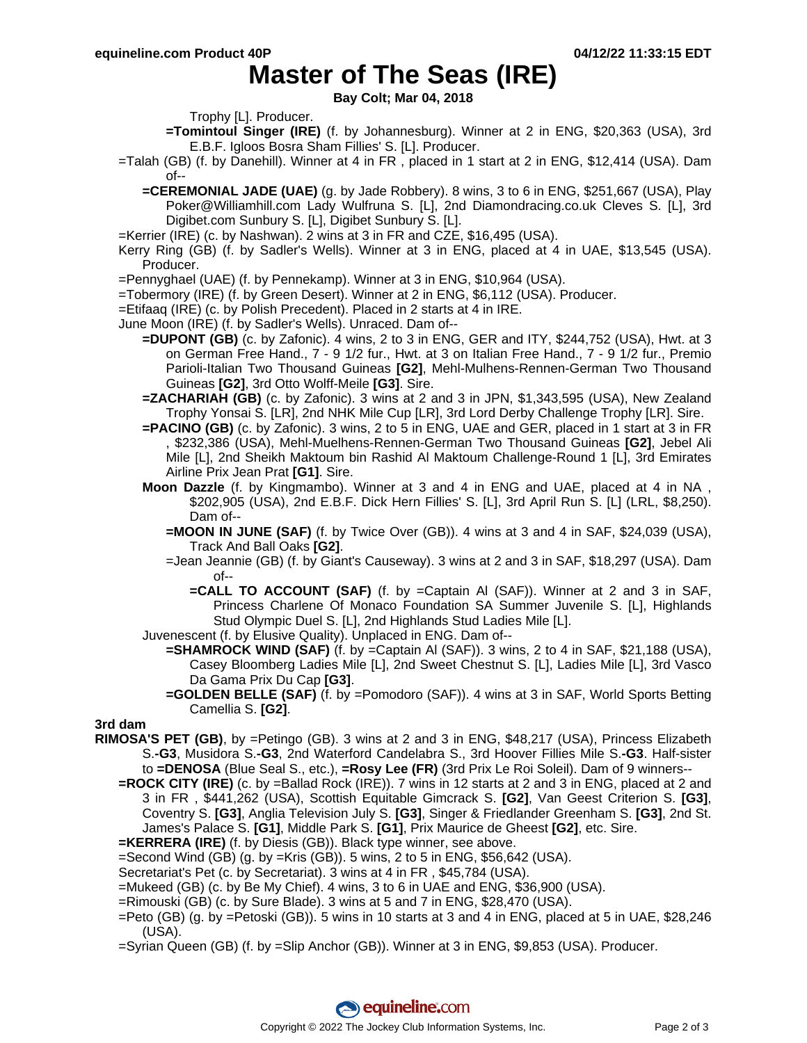# Master of The Seas (IRE)

**Bay Colt; Mar 04, 2018**

Trophy [L]. Producer.

**=Tomintoul Singer (IRE)** (f. by Johannesburg). Winner at 2 in ENG, $20,363 (USA), 3rd E.B.F. Igloos Bosra Sham Fillies' S. [L]. Producer.

=Talah (GB) (f. by Danehill). Winner at 4 in FR , placed in 1 start at 2 in ENG, $12,414 (USA). Dam of--

**=CEREMONIAL JADE (UAE)** (g. by Jade Robbery). 8 wins, 3 to 6 in ENG, $251,667 (USA), Play Poker@Williamhill.com Lady Wulfruna S. [L], 2nd Diamondracing.co.uk Cleves S. [L], 3rd Digibet.com Sunbury S. [L], Digibet Sunbury S. [L].

=Kerrier (IRE) (c. by Nashwan). 2 wins at 3 in FR and CZE, $16,495 (USA).

Kerry Ring (GB) (f. by Sadler's Wells). Winner at 3 in ENG, placed at 4 in UAE, $13,545 (USA). Producer.

=Pennyghael (UAE) (f. by Pennekamp). Winner at 3 in ENG, $10,964 (USA).

=Tobermory (IRE) (f. by Green Desert). Winner at 2 in ENG, $6,112 (USA). Producer.

=Etifaaq (IRE) (c. by Polish Precedent). Placed in 2 starts at 4 in IRE.

June Moon (IRE) (f. by Sadler's Wells). Unraced. Dam of--

**=DUPONT (GB)** (c. by Zafonic). 4 wins, 2 to 3 in ENG, GER and ITY, $244,752 (USA), Hwt. at 3 on German Free Hand., 7 - 9 1/2 fur., Hwt. at 3 on Italian Free Hand., 7 - 9 1/2 fur., Premio Parioli-Italian Two Thousand Guineas **[G2]**, Mehl-Mulhens-Rennen-German Two Thousand Guineas **[G2]**, 3rd Otto Wolff-Meile **[G3]**. Sire.

**=ZACHARIAH (GB)** (c. by Zafonic). 3 wins at 2 and 3 in JPN, $1,343,595 (USA), New Zealand Trophy Yonsai S. [LR], 2nd NHK Mile Cup [LR], 3rd Lord Derby Challenge Trophy [LR]. Sire.

**=PACINO (GB)** (c. by Zafonic). 3 wins, 2 to 5 in ENG, UAE and GER, placed in 1 start at 3 in FR , $232,386 (USA), Mehl-Muelhens-Rennen-German Two Thousand Guineas **[G2]**, Jebel Ali Mile [L], 2nd Sheikh Maktoum bin Rashid Al Maktoum Challenge-Round 1 [L], 3rd Emirates Airline Prix Jean Prat **[G1]**. Sire.

**Moon Dazzle** (f. by Kingmambo). Winner at 3 and 4 in ENG and UAE, placed at 4 in NA , $202,905 (USA), 2nd E.B.F. Dick Hern Fillies' S. [L], 3rd April Run S. [L] (LRL, $8,250). Dam of--

**=MOON IN JUNE (SAF)** (f. by Twice Over (GB)). 4 wins at 3 and 4 in SAF, $24,039 (USA), Track And Ball Oaks **[G2]**.

=Jean Jeannie (GB) (f. by Giant's Causeway). 3 wins at 2 and 3 in SAF, $18,297 (USA). Dam of--

**=CALL TO ACCOUNT (SAF)** (f. by =Captain Al (SAF)). Winner at 2 and 3 in SAF, Princess Charlene Of Monaco Foundation SA Summer Juvenile S. [L], Highlands Stud Olympic Duel S. [L], 2nd Highlands Stud Ladies Mile [L].

Juvenescent (f. by Elusive Quality). Unplaced in ENG. Dam of--

**=SHAMROCK WIND (SAF)** (f. by =Captain Al (SAF)). 3 wins, 2 to 4 in SAF, $21,188 (USA), Casey Bloomberg Ladies Mile [L], 2nd Sweet Chestnut S. [L], Ladies Mile [L], 3rd Vasco Da Gama Prix Du Cap **[G3]**.

**=GOLDEN BELLE (SAF)** (f. by =Pomodoro (SAF)). 4 wins at 3 in SAF, World Sports Betting Camellia S. **[G2]**.

### 3rd dam

**RIMOSA'S PET (GB)**, by =Petingo (GB). 3 wins at 2 and 3 in ENG, $48,217 (USA), Princess Elizabeth S.**-G3**, Musidora S.**-G3**, 2nd Waterford Candelabra S., 3rd Hoover Fillies Mile S.**-G3**. Half-sister to **=DENOSA** (Blue Seal S., etc.), **=Rosy Lee (FR)** (3rd Prix Le Roi Soleil). Dam of 9 winners--

**=ROCK CITY (IRE)** (c. by =Ballad Rock (IRE)). 7 wins in 12 starts at 2 and 3 in ENG, placed at 2 and 3 in FR , $441,262 (USA), Scottish Equitable Gimcrack S. **[G2]**, Van Geest Criterion S. **[G3]**, Coventry S. **[G3]**, Anglia Television July S. **[G3]**, Singer & Friedlander Greenham S. **[G3]**, 2nd St. James's Palace S. **[G1]**, Middle Park S. **[G1]**, Prix Maurice de Gheest **[G2]**, etc. Sire.

**=KERRERA (IRE)** (f. by Diesis (GB)). Black type winner, see above.

=Second Wind (GB) (g. by =Kris (GB)). 5 wins, 2 to 5 in ENG, $56,642 (USA).

Secretariat's Pet (c. by Secretariat). 3 wins at 4 in FR , $45,784 (USA).

=Mukeed (GB) (c. by Be My Chief). 4 wins, 3 to 6 in UAE and ENG, $36,900 (USA).

=Rimouski (GB) (c. by Sure Blade). 3 wins at 5 and 7 in ENG, $28,470 (USA).

=Peto (GB) (g. by =Petoski (GB)). 5 wins in 10 starts at 3 and 4 in ENG, placed at 5 in UAE, $28,246 (USA).

=Syrian Queen (GB) (f. by =Slip Anchor (GB)). Winner at 3 in ENG, $9,853 (USA). Producer.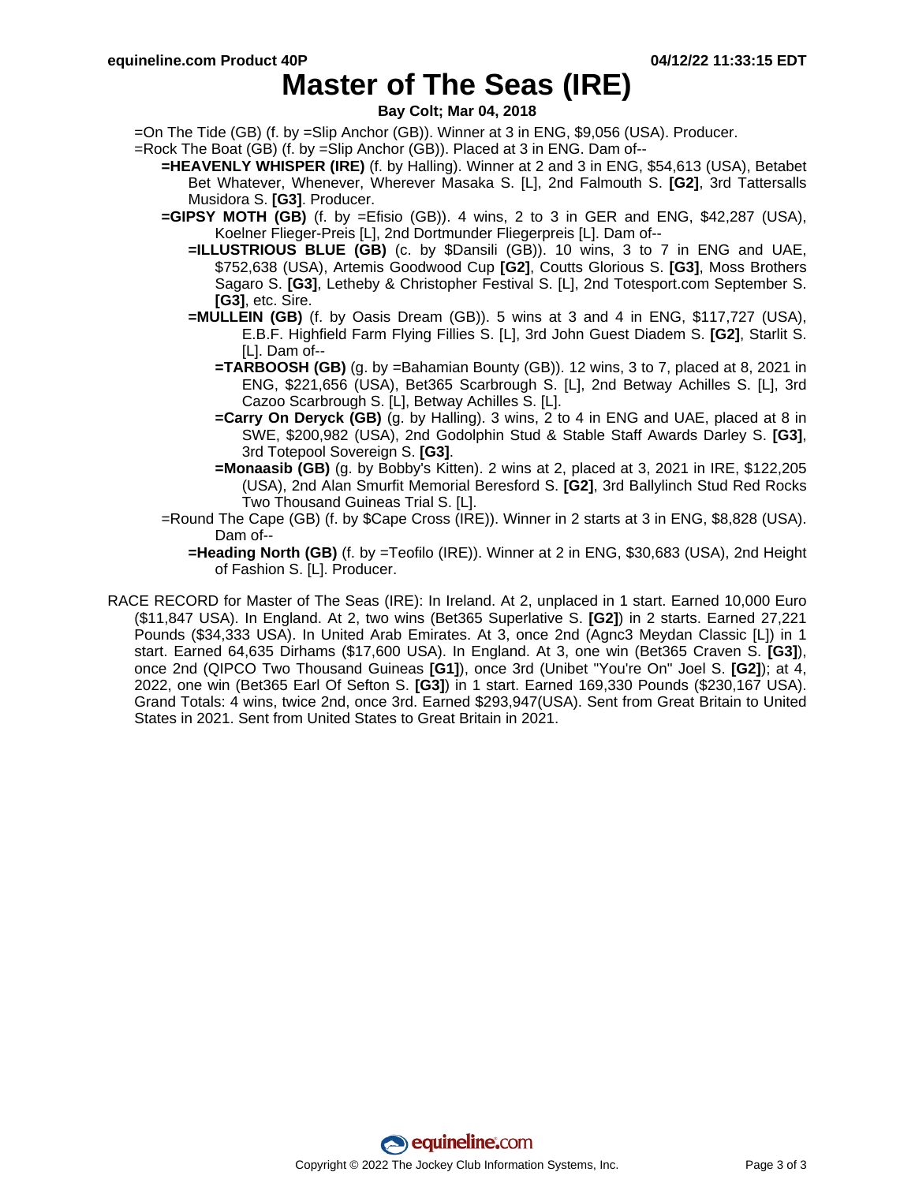# Master of The Seas (IRE)

**Bay Colt; Mar 04, 2018**

=On The Tide (GB) (f. by =Slip Anchor (GB)). Winner at 3 in ENG, $9,056 (USA). Producer.

=Rock The Boat (GB) (f. by =Slip Anchor (GB)). Placed at 3 in ENG. Dam of--

- **=HEAVENLY WHISPER (IRE)** (f. by Halling). Winner at 2 and 3 in ENG, $54,613 (USA), Betabet Bet Whatever, Whenever, Wherever Masaka S. [L], 2nd Falmouth S. **[G2]**, 3rd Tattersalls Musidora S. **[G3]**. Producer.
- **=GIPSY MOTH (GB)** (f. by =Efisio (GB)). 4 wins, 2 to 3 in GER and ENG, $42,287 (USA), Koelner Flieger-Preis [L], 2nd Dortmunder Fliegerpreis [L]. Dam of--
  - **=ILLUSTRIOUS BLUE (GB)** (c. by $Dansili (GB)). 10 wins, 3 to 7 in ENG and UAE, $752,638 (USA), Artemis Goodwood Cup **[G2]**, Coutts Glorious S. **[G3]**, Moss Brothers Sagaro S. **[G3]**, Letheby & Christopher Festival S. [L], 2nd Totesport.com September S. **[G3]**, etc. Sire.
  - **=MULLEIN (GB)** (f. by Oasis Dream (GB)). 5 wins at 3 and 4 in ENG, $117,727 (USA), E.B.F. Highfield Farm Flying Fillies S. [L], 3rd John Guest Diadem S. **[G2]**, Starlit S. [L]. Dam of--
    - **=TARBOOSH (GB)** (g. by =Bahamian Bounty (GB)). 12 wins, 3 to 7, placed at 8, 2021 in ENG, $221,656 (USA), Bet365 Scarbrough S. [L], 2nd Betway Achilles S. [L], 3rd Cazoo Scarbrough S. [L], Betway Achilles S. [L].
    - **=Carry On Deryck (GB)** (g. by Halling). 3 wins, 2 to 4 in ENG and UAE, placed at 8 in SWE, $200,982 (USA), 2nd Godolphin Stud & Stable Staff Awards Darley S. **[G3]**, 3rd Totepool Sovereign S. **[G3]**.
    - **=Monaasib (GB)** (g. by Bobby's Kitten). 2 wins at 2, placed at 3, 2021 in IRE, $122,205 (USA), 2nd Alan Smurfit Memorial Beresford S. **[G2]**, 3rd Ballylinch Stud Red Rocks Two Thousand Guineas Trial S. [L].
- =Round The Cape (GB) (f. by $Cape Cross (IRE)). Winner in 2 starts at 3 in ENG, $8,828 (USA). Dam of--
  - **=Heading North (GB)** (f. by =Teofilo (IRE)). Winner at 2 in ENG, $30,683 (USA), 2nd Height of Fashion S. [L]. Producer.

RACE RECORD for Master of The Seas (IRE): In Ireland. At 2, unplaced in 1 start. Earned 10,000 Euro ($11,847 USA). In England. At 2, two wins (Bet365 Superlative S. **[G2]**) in 2 starts. Earned 27,221 Pounds ($34,333 USA). In United Arab Emirates. At 3, once 2nd (Agnc3 Meydan Classic [L]) in 1 start. Earned 64,635 Dirhams ($17,600 USA). In England. At 3, one win (Bet365 Craven S. **[G3]**), once 2nd (QIPCO Two Thousand Guineas **[G1]**), once 3rd (Unibet "You're On" Joel S. **[G2]**); at 4, 2022, one win (Bet365 Earl Of Sefton S. **[G3]**) in 1 start. Earned 169,330 Pounds ($230,167 USA). Grand Totals: 4 wins, twice 2nd, once 3rd. Earned $293,947(USA). Sent from Great Britain to United States in 2021. Sent from United States to Great Britain in 2021.